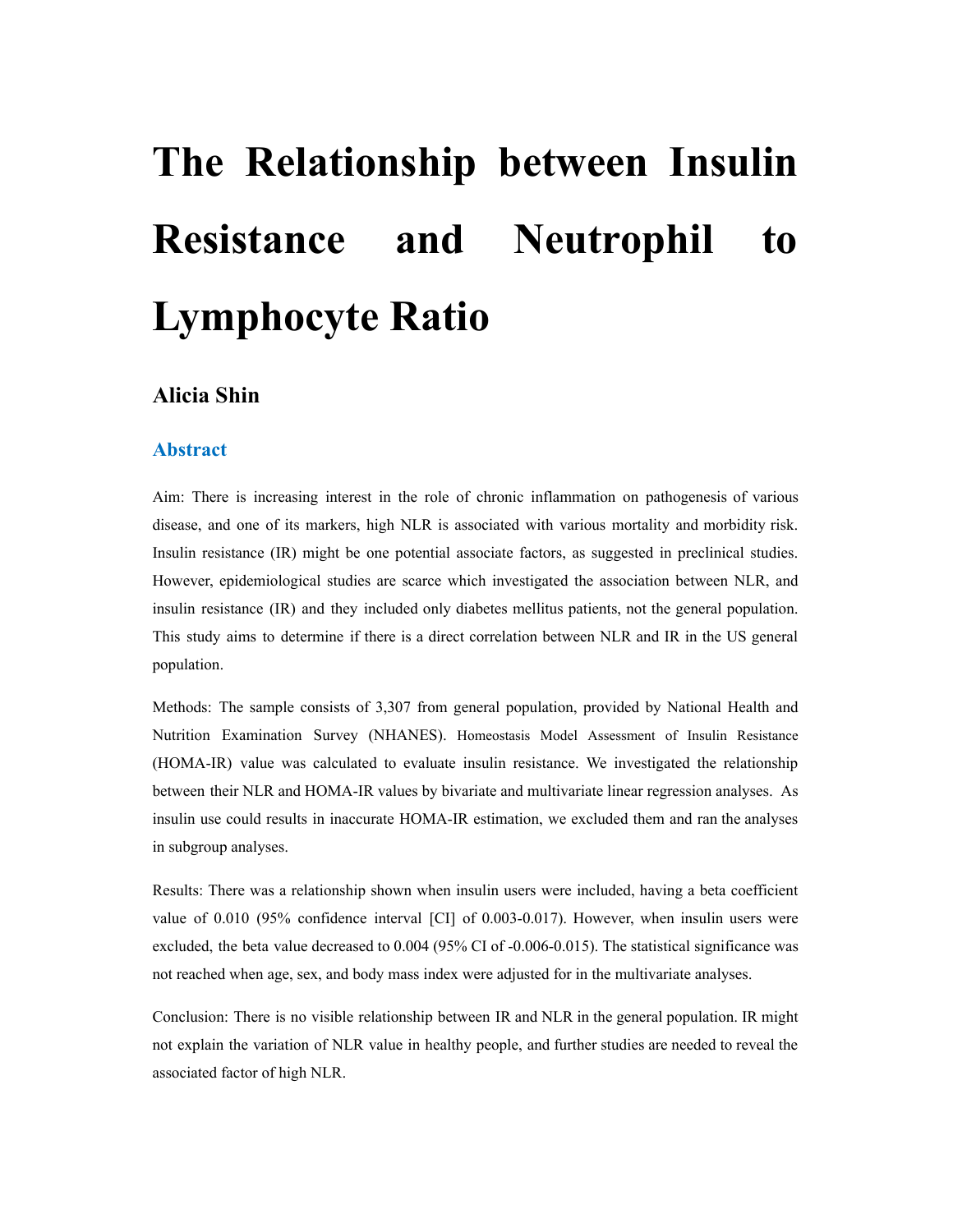# The Relationship between Insulin Resistance and Neutrophil to Lymphocyte Ratio

## Alicia Shin

### Abstract

Aim: There is increasing interest in the role of chronic inflammation on pathogenesis of various disease, and one of its markers, high NLR is associated with various mortality and morbidity risk. Insulin resistance (IR) might be one potential associate factors, as suggested in preclinical studies. However, epidemiological studies are scarce which investigated the association between NLR, and insulin resistance (IR) and they included only diabetes mellitus patients, not the general population. This study aims to determine if there is a direct correlation between NLR and IR in the US general population.

Methods: The sample consists of 3,307 from general population, provided by National Health and Nutrition Examination Survey (NHANES). Homeostasis Model Assessment of Insulin Resistance (HOMA-IR) value was calculated to evaluate insulin resistance. We investigated the relationship between their NLR and HOMA-IR values by bivariate and multivariate linear regression analyses. As insulin use could results in inaccurate HOMA-IR estimation, we excluded them and ran the analyses in subgroup analyses.

Results: There was a relationship shown when insulin users were included, having a beta coefficient value of 0.010 (95% confidence interval [CI] of 0.003-0.017). However, when insulin users were excluded, the beta value decreased to 0.004 (95% CI of -0.006-0.015). The statistical significance was not reached when age, sex, and body mass index were adjusted for in the multivariate analyses.

Conclusion: There is no visible relationship between IR and NLR in the general population. IR might not explain the variation of NLR value in healthy people, and further studies are needed to reveal the associated factor of high NLR.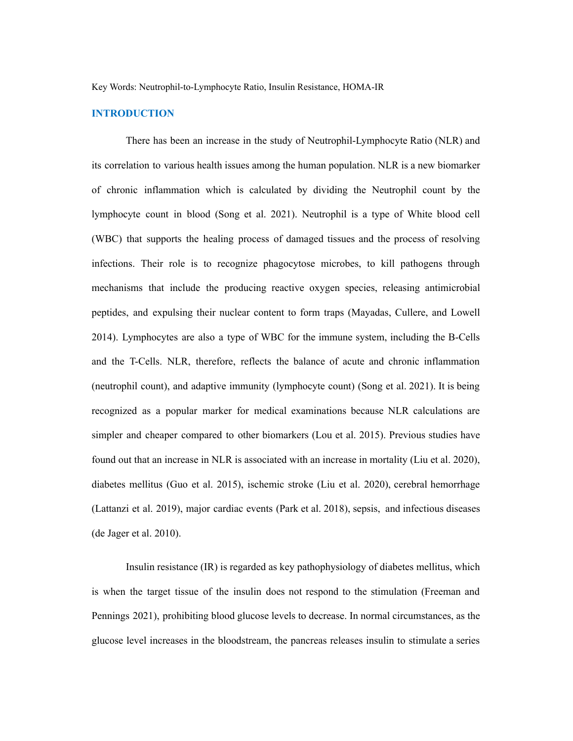Key Words: Neutrophil-to-Lymphocyte Ratio, Insulin Resistance, HOMA-IR

## INTRODUCTION

There has been an increase in the study of Neutrophil-Lymphocyte Ratio (NLR) and its correlation to various health issues among the human population. NLR is a new biomarker of chronic inflammation which is calculated by dividing the Neutrophil count by the lymphocyte count in blood (Song et al. 2021). Neutrophil is a type of White blood cell (WBC) that supports the healing process of damaged tissues and the process of resolving infections. Their role is to recognize phagocytose microbes, to kill pathogens through mechanisms that include the producing reactive oxygen species, releasing antimicrobial peptides, and expulsing their nuclear content to form traps (Mayadas, Cullere, and Lowell 2014). Lymphocytes are also a type of WBC for the immune system, including the B-Cells and the T-Cells. NLR, therefore, reflects the balance of acute and chronic inflammation (neutrophil count), and adaptive immunity (lymphocyte count) (Song et al. 2021). It is being recognized as a popular marker for medical examinations because NLR calculations are simpler and cheaper compared to other biomarkers (Lou et al. 2015). Previous studies have found out that an increase in NLR is associated with an increase in mortality (Liu et al. 2020), diabetes mellitus (Guo et al. 2015), ischemic stroke (Liu et al. 2020), cerebral hemorrhage (Lattanzi et al. 2019), major cardiac events (Park et al. 2018), sepsis, and infectious diseases (de Jager et al. 2010).

Insulin resistance (IR) is regarded as key pathophysiology of diabetes mellitus, which is when the target tissue of the insulin does not respond to the stimulation (Freeman and Pennings 2021), prohibiting blood glucose levels to decrease. In normal circumstances, as the glucose level increases in the bloodstream, the pancreas releases insulin to stimulate a series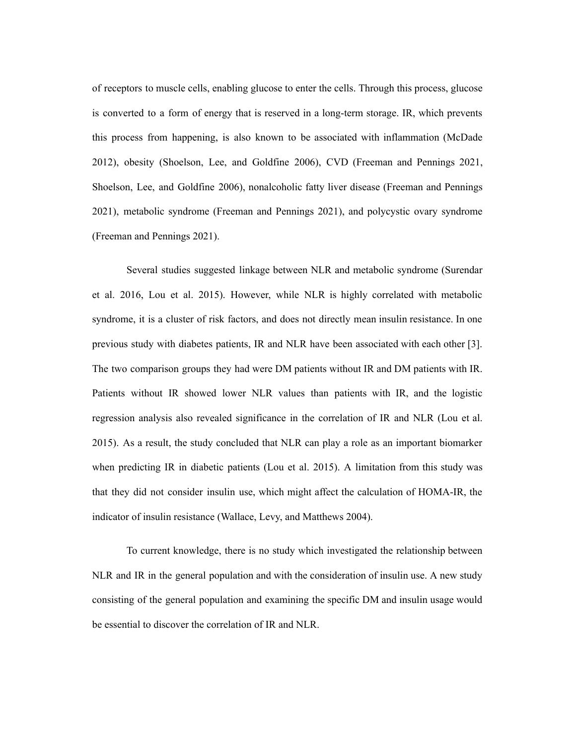of receptors to muscle cells, enabling glucose to enter the cells. Through this process, glucose is converted to a form of energy that is reserved in a long-term storage. IR, which prevents this process from happening, is also known to be associated with inflammation (McDade 2012), obesity (Shoelson, Lee, and Goldfine 2006), CVD (Freeman and Pennings 2021, Shoelson, Lee, and Goldfine 2006), nonalcoholic fatty liver disease (Freeman and Pennings 2021), metabolic syndrome (Freeman and Pennings 2021), and polycystic ovary syndrome (Freeman and Pennings 2021).

Several studies suggested linkage between NLR and metabolic syndrome (Surendar et al. 2016, Lou et al. 2015). However, while NLR is highly correlated with metabolic syndrome, it is a cluster of risk factors, and does not directly mean insulin resistance. In one previous study with diabetes patients, IR and NLR have been associated with each other [3]. The two comparison groups they had were DM patients without IR and DM patients with IR. Patients without IR showed lower NLR values than patients with IR, and the logistic regression analysis also revealed significance in the correlation of IR and NLR (Lou et al. 2015). As a result, the study concluded that NLR can play a role as an important biomarker when predicting IR in diabetic patients (Lou et al. 2015). A limitation from this study was that they did not consider insulin use, which might affect the calculation of HOMA-IR, the indicator of insulin resistance (Wallace, Levy, and Matthews 2004).

To current knowledge, there is no study which investigated the relationship between NLR and IR in the general population and with the consideration of insulin use. A new study consisting of the general population and examining the specific DM and insulin usage would be essential to discover the correlation of IR and NLR.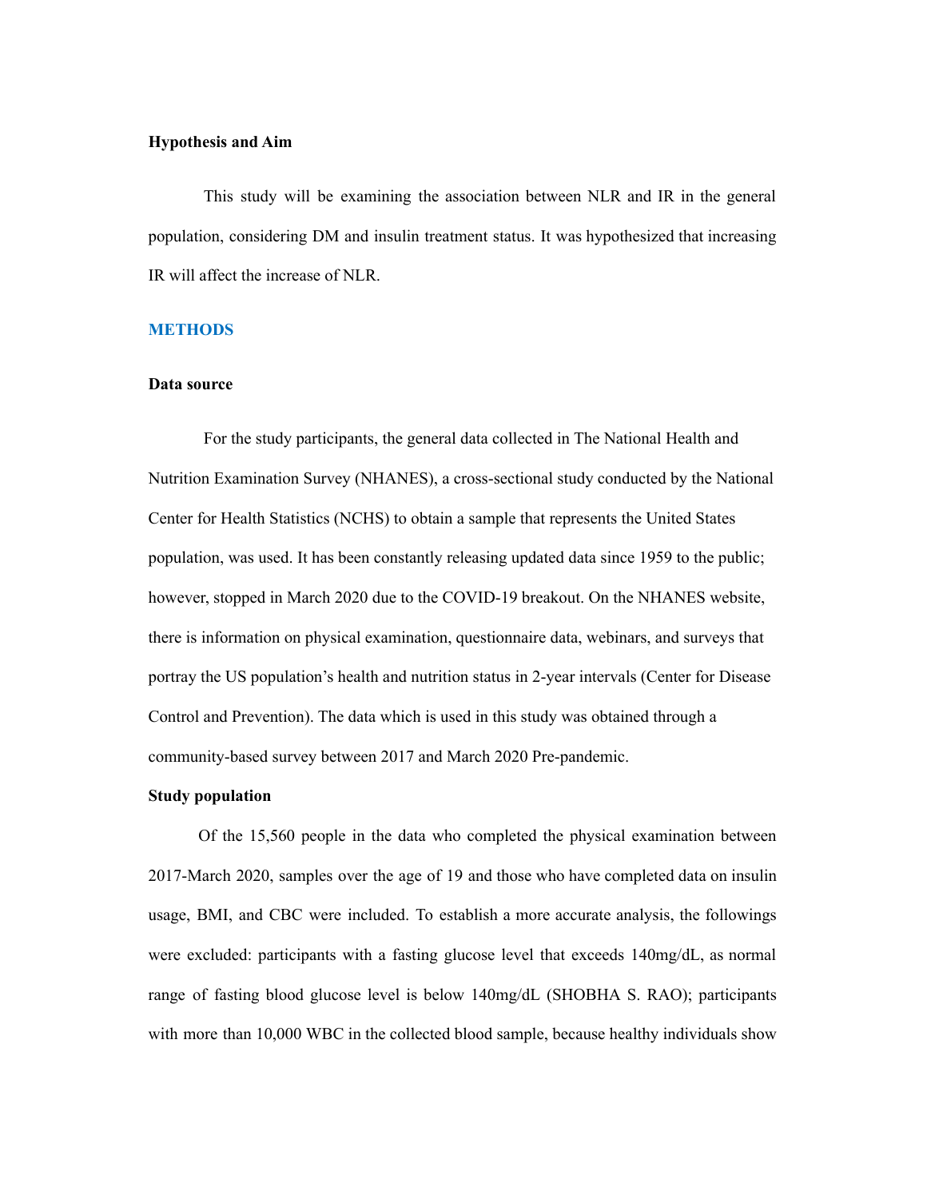### Hypothesis and Aim

This study will be examining the association between NLR and IR in the general population, considering DM and insulin treatment status. It was hypothesized that increasing IR will affect the increase of NLR.

## METHODS

### Data source

For the study participants, the general data collected in The National Health and Nutrition Examination Survey (NHANES), a cross-sectional study conducted by the National Center for Health Statistics (NCHS) to obtain a sample that represents the United States population, was used. It has been constantly releasing updated data since 1959 to the public; however, stopped in March 2020 due to the COVID-19 breakout. On the NHANES website, there is information on physical examination, questionnaire data, webinars, and surveys that portray the US population's health and nutrition status in 2-year intervals (Center for Disease Control and Prevention). The data which is used in this study was obtained through a community-based survey between 2017 and March 2020 Pre-pandemic.

### Study population

Of the 15,560 people in the data who completed the physical examination between 2017-March 2020, samples over the age of 19 and those who have completed data on insulin usage, BMI, and CBC were included. To establish a more accurate analysis, the followings were excluded: participants with a fasting glucose level that exceeds 140mg/dL, as normal range of fasting blood glucose level is below 140mg/dL (SHOBHA S. RAO); participants with more than 10,000 WBC in the collected blood sample, because healthy individuals show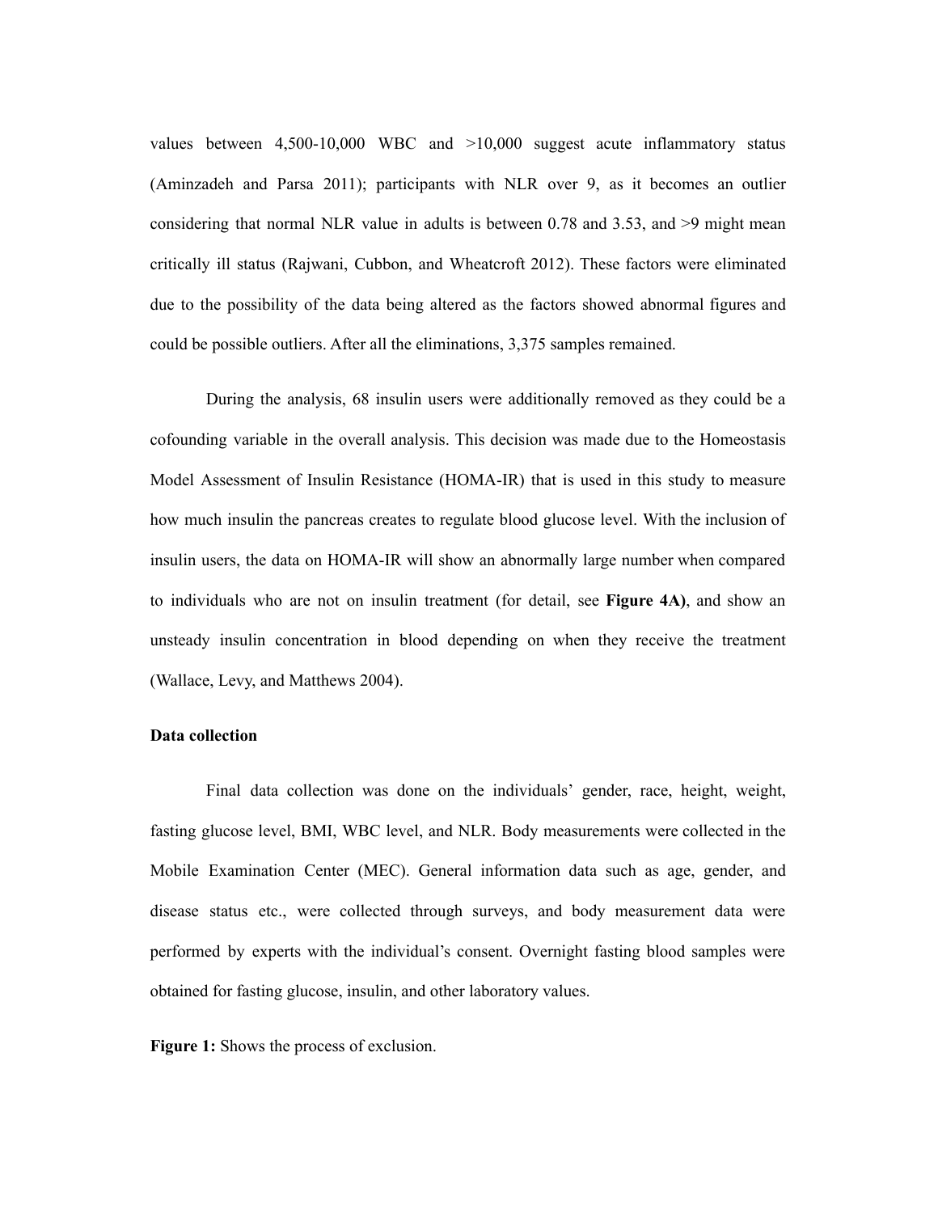values between 4,500-10,000 WBC and >10,000 suggest acute inflammatory status (Aminzadeh and Parsa 2011); participants with NLR over 9, as it becomes an outlier considering that normal NLR value in adults is between 0.78 and 3.53, and >9 might mean critically ill status (Rajwani, Cubbon, and Wheatcroft 2012). These factors were eliminated due to the possibility of the data being altered as the factors showed abnormal figures and could be possible outliers. After all the eliminations, 3,375 samples remained.

During the analysis, 68 insulin users were additionally removed as they could be a cofounding variable in the overall analysis. This decision was made due to the Homeostasis Model Assessment of Insulin Resistance (HOMA-IR) that is used in this study to measure how much insulin the pancreas creates to regulate blood glucose level. With the inclusion of insulin users, the data on HOMA-IR will show an abnormally large number when compared to individuals who are not on insulin treatment (for detail, see **Figure 4A)**, and show an unsteady insulin concentration in blood depending on when they receive the treatment (Wallace, Levy, and Matthews 2004).

**Data collection**

Final data collection was done on the individuals' gender, race, height, weight, fasting glucose level, BMI, WBC level, and NLR. Body measurements were collected in the Mobile Examination Center (MEC). General information data such as age, gender, and disease status etc., were collected through surveys, and body measurement data were performed by experts with the individual's consent. Overnight fasting blood samples were obtained for fasting glucose, insulin, and other laboratory values.

**Figure 1:** Shows the process of exclusion.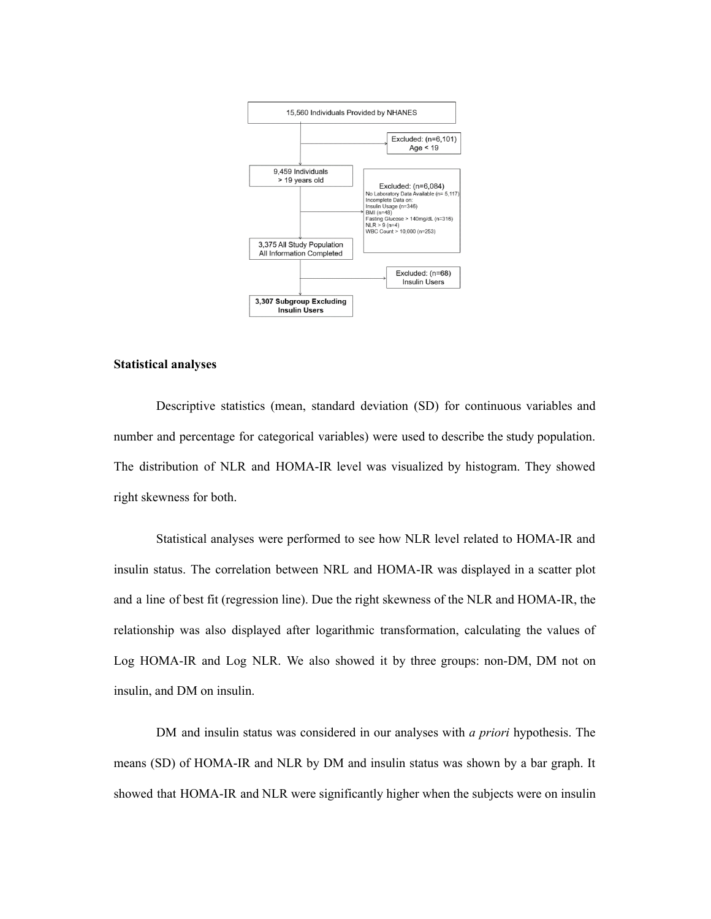15,560 Individuals Provided by NHANES

Excluded: (n=6,101)
Age < 19

9,459 Individuals
> 19 years old

Excluded: (n=6,084)
No Laboratory Data Available (n= 5,117)
Incomplete Data on:
Insulin Usage (n=346)
BMI (n=48)
Fasting Glucose > 140mg/dL (n=316)
NLR > 9 (n=4)
WBC Count > 10,000 (n=253)

3,375 All Study Population
All Information Completed

Excluded: (n=68)
Insulin Users

**3,307 Subgroup Excluding Insulin Users**

**Statistical analyses**

Descriptive statistics (mean, standard deviation (SD) for continuous variables and number and percentage for categorical variables) were used to describe the study population. The distribution of NLR and HOMA-IR level was visualized by histogram. They showed right skewness for both.

Statistical analyses were performed to see how NLR level related to HOMA-IR and insulin status. The correlation between NRL and HOMA-IR was displayed in a scatter plot and a line of best fit (regression line). Due the right skewness of the NLR and HOMA-IR, the relationship was also displayed after logarithmic transformation, calculating the values of Log HOMA-IR and Log NLR. We also showed it by three groups: non-DM, DM not on insulin, and DM on insulin.

DM and insulin status was considered in our analyses with *a priori* hypothesis. The means (SD) of HOMA-IR and NLR by DM and insulin status was shown by a bar graph. It showed that HOMA-IR and NLR were significantly higher when the subjects were on insulin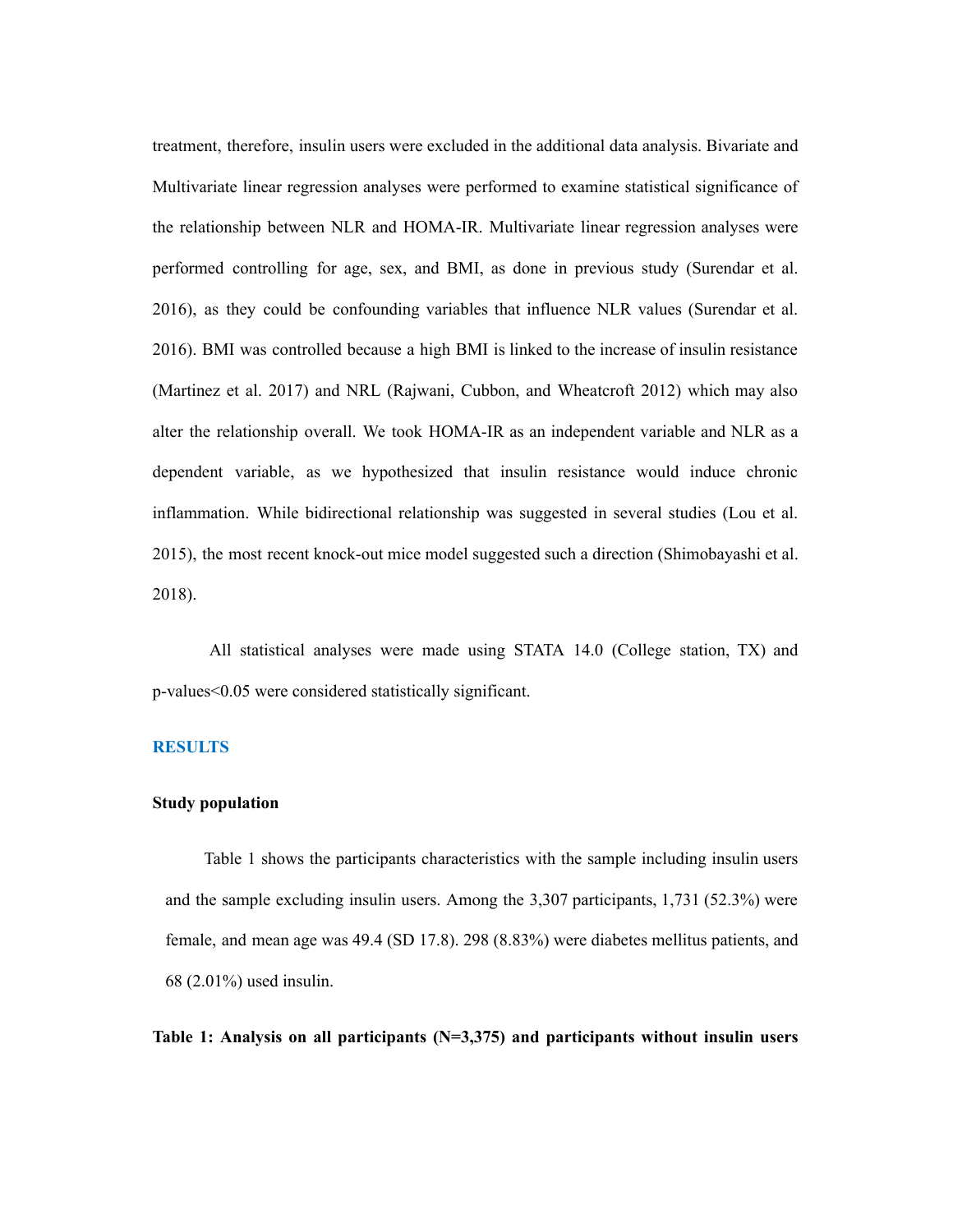treatment, therefore, insulin users were excluded in the additional data analysis. Bivariate and Multivariate linear regression analyses were performed to examine statistical significance of the relationship between NLR and HOMA-IR. Multivariate linear regression analyses were performed controlling for age, sex, and BMI, as done in previous study (Surendar et al. 2016), as they could be confounding variables that influence NLR values (Surendar et al. 2016). BMI was controlled because a high BMI is linked to the increase of insulin resistance (Martinez et al. 2017) and NRL (Rajwani, Cubbon, and Wheatcroft 2012) which may also alter the relationship overall. We took HOMA-IR as an independent variable and NLR as a dependent variable, as we hypothesized that insulin resistance would induce chronic inflammation. While bidirectional relationship was suggested in several studies (Lou et al. 2015), the most recent knock-out mice model suggested such a direction (Shimobayashi et al. 2018).

All statistical analyses were made using STATA 14.0 (College station, TX) and p-values<0.05 were considered statistically significant.

## RESULTS

### Study population

Table 1 shows the participants characteristics with the sample including insulin users and the sample excluding insulin users. Among the 3,307 participants, 1,731 (52.3%) were female, and mean age was 49.4 (SD 17.8). 298 (8.83%) were diabetes mellitus patients, and 68 (2.01%) used insulin.

**Table 1: Analysis on all participants (N=3,375) and participants without insulin users**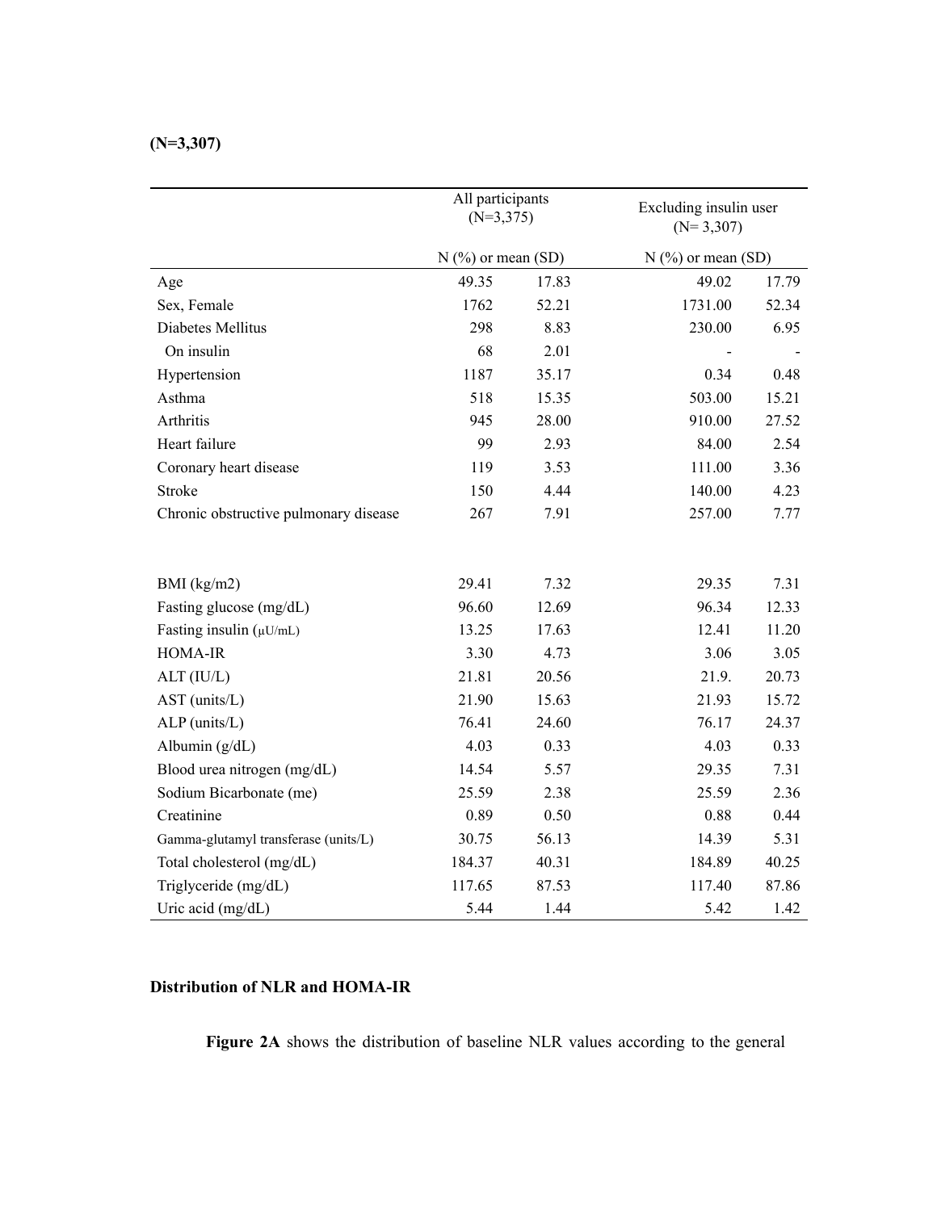**(N=3,307)**

| | All participants (N=3,375) | | Excluding insulin user (N= 3,307) | |
|---|---|---|---|---|
| | N (%) or mean (SD) | | N (%) or mean (SD) | |
| Age | 49.35 | 17.83 | 49.02 | 17.79 |
| Sex, Female | 1762 | 52.21 | 1731.00 | 52.34 |
| Diabetes Mellitus | 298 | 8.83 | 230.00 | 6.95 |
| On insulin | 68 | 2.01 | - | - |
| Hypertension | 1187 | 35.17 | 0.34 | 0.48 |
| Asthma | 518 | 15.35 | 503.00 | 15.21 |
| Arthritis | 945 | 28.00 | 910.00 | 27.52 |
| Heart failure | 99 | 2.93 | 84.00 | 2.54 |
| Coronary heart disease | 119 | 3.53 | 111.00 | 3.36 |
| Stroke | 150 | 4.44 | 140.00 | 4.23 |
| Chronic obstructive pulmonary disease | 267 | 7.91 | 257.00 | 7.77 |
| | | | | |
| BMI (kg/m2) | 29.41 | 7.32 | 29.35 | 7.31 |
| Fasting glucose (mg/dL) | 96.60 | 12.69 | 96.34 | 12.33 |
| Fasting insulin (μU/mL) | 13.25 | 17.63 | 12.41 | 11.20 |
| HOMA-IR | 3.30 | 4.73 | 3.06 | 3.05 |
| ALT (IU/L) | 21.81 | 20.56 | 21.9. | 20.73 |
| AST (units/L) | 21.90 | 15.63 | 21.93 | 15.72 |
| ALP (units/L) | 76.41 | 24.60 | 76.17 | 24.37 |
| Albumin (g/dL) | 4.03 | 0.33 | 4.03 | 0.33 |
| Blood urea nitrogen (mg/dL) | 14.54 | 5.57 | 29.35 | 7.31 |
| Sodium Bicarbonate (me) | 25.59 | 2.38 | 25.59 | 2.36 |
| Creatinine | 0.89 | 0.50 | 0.88 | 0.44 |
| Gamma-glutamyl transferase (units/L) | 30.75 | 56.13 | 14.39 | 5.31 |
| Total cholesterol (mg/dL) | 184.37 | 40.31 | 184.89 | 40.25 |
| Triglyceride (mg/dL) | 117.65 | 87.53 | 117.40 | 87.86 |
| Uric acid (mg/dL) | 5.44 | 1.44 | 5.42 | 1.42 |

**Distribution of NLR and HOMA-IR**

**Figure 2A** shows the distribution of baseline NLR values according to the general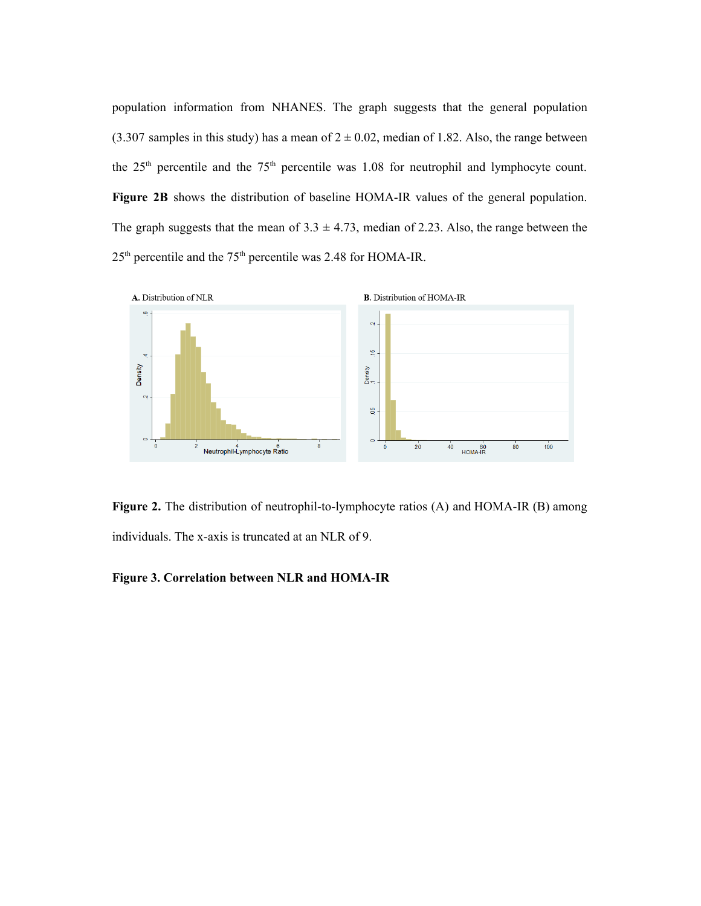population information from NHANES. The graph suggests that the general population (3.307 samples in this study) has a mean of 2 ± 0.02, median of 1.82. Also, the range between the 25th percentile and the 75th percentile was 1.08 for neutrophil and lymphocyte count. **Figure 2B** shows the distribution of baseline HOMA-IR values of the general population. The graph suggests that the mean of 3.3 ± 4.73, median of 2.23. Also, the range between the 25th percentile and the 75th percentile was 2.48 for HOMA-IR.

**Figure 2.** The distribution of neutrophil-to-lymphocyte ratios (A) and HOMA-IR (B) among individuals. The x-axis is truncated at an NLR of 9.

**Figure 3. Correlation between NLR and HOMA-IR**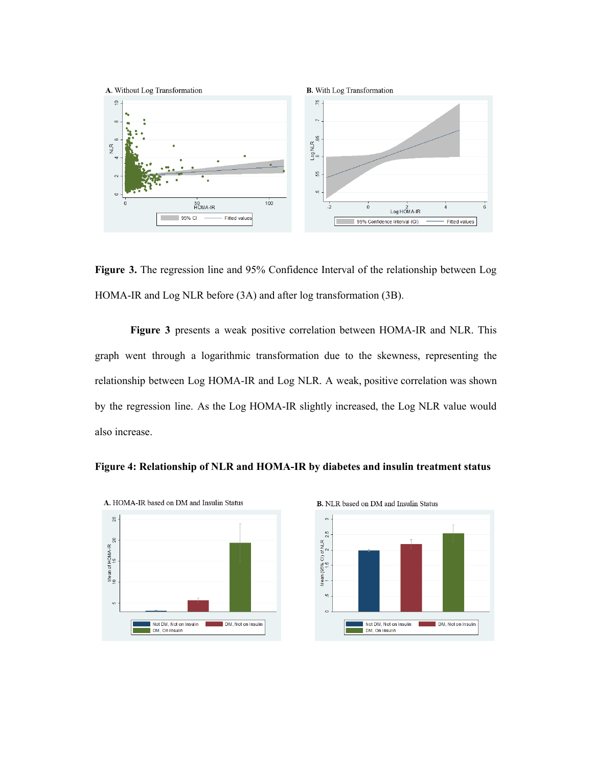**Figure 3.** The regression line and 95% Confidence Interval of the relationship between Log HOMA-IR and Log NLR before (3A) and after log transformation (3B).

**Figure 3** presents a weak positive correlation between HOMA-IR and NLR. This graph went through a logarithmic transformation due to the skewness, representing the relationship between Log HOMA-IR and Log NLR. A weak, positive correlation was shown by the regression line. As the Log HOMA-IR slightly increased, the Log NLR value would also increase.

**Figure 4: Relationship of NLR and HOMA-IR by diabetes and insulin treatment status**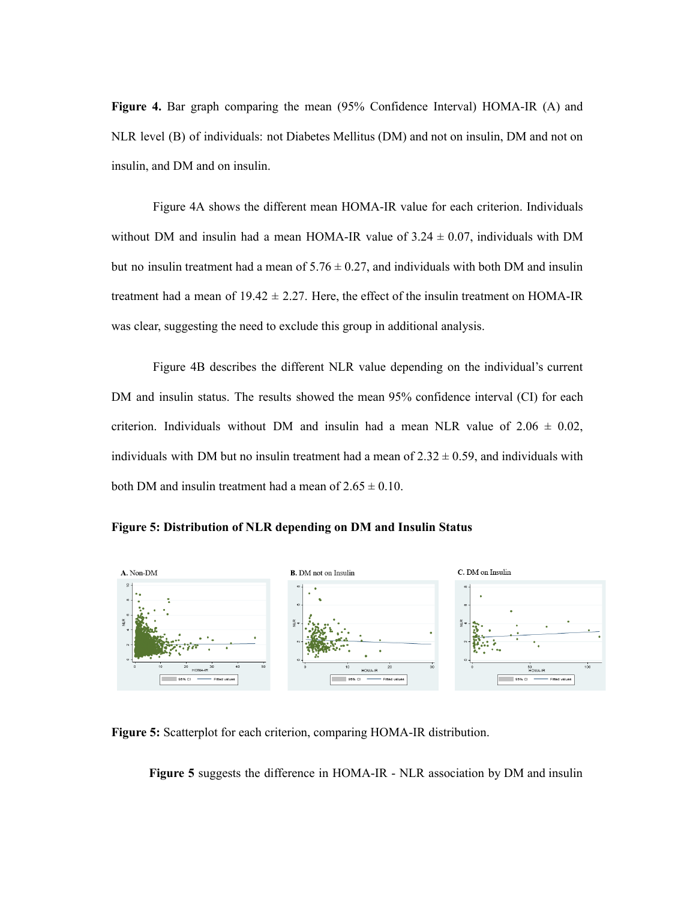**Figure 4.** Bar graph comparing the mean (95% Confidence Interval) HOMA-IR (A) and NLR level (B) of individuals: not Diabetes Mellitus (DM) and not on insulin, DM and not on insulin, and DM and on insulin.

Figure 4A shows the different mean HOMA-IR value for each criterion. Individuals without DM and insulin had a mean HOMA-IR value of 3.24 ± 0.07, individuals with DM but no insulin treatment had a mean of 5.76 ± 0.27, and individuals with both DM and insulin treatment had a mean of 19.42 ± 2.27. Here, the effect of the insulin treatment on HOMA-IR was clear, suggesting the need to exclude this group in additional analysis.

Figure 4B describes the different NLR value depending on the individual's current DM and insulin status. The results showed the mean 95% confidence interval (CI) for each criterion. Individuals without DM and insulin had a mean NLR value of 2.06 ± 0.02, individuals with DM but no insulin treatment had a mean of 2.32 ± 0.59, and individuals with both DM and insulin treatment had a mean of 2.65 ± 0.10.

**Figure 5: Distribution of NLR depending on DM and Insulin Status**

**Figure 5:** Scatterplot for each criterion, comparing HOMA-IR distribution.

**Figure 5** suggests the difference in HOMA-IR - NLR association by DM and insulin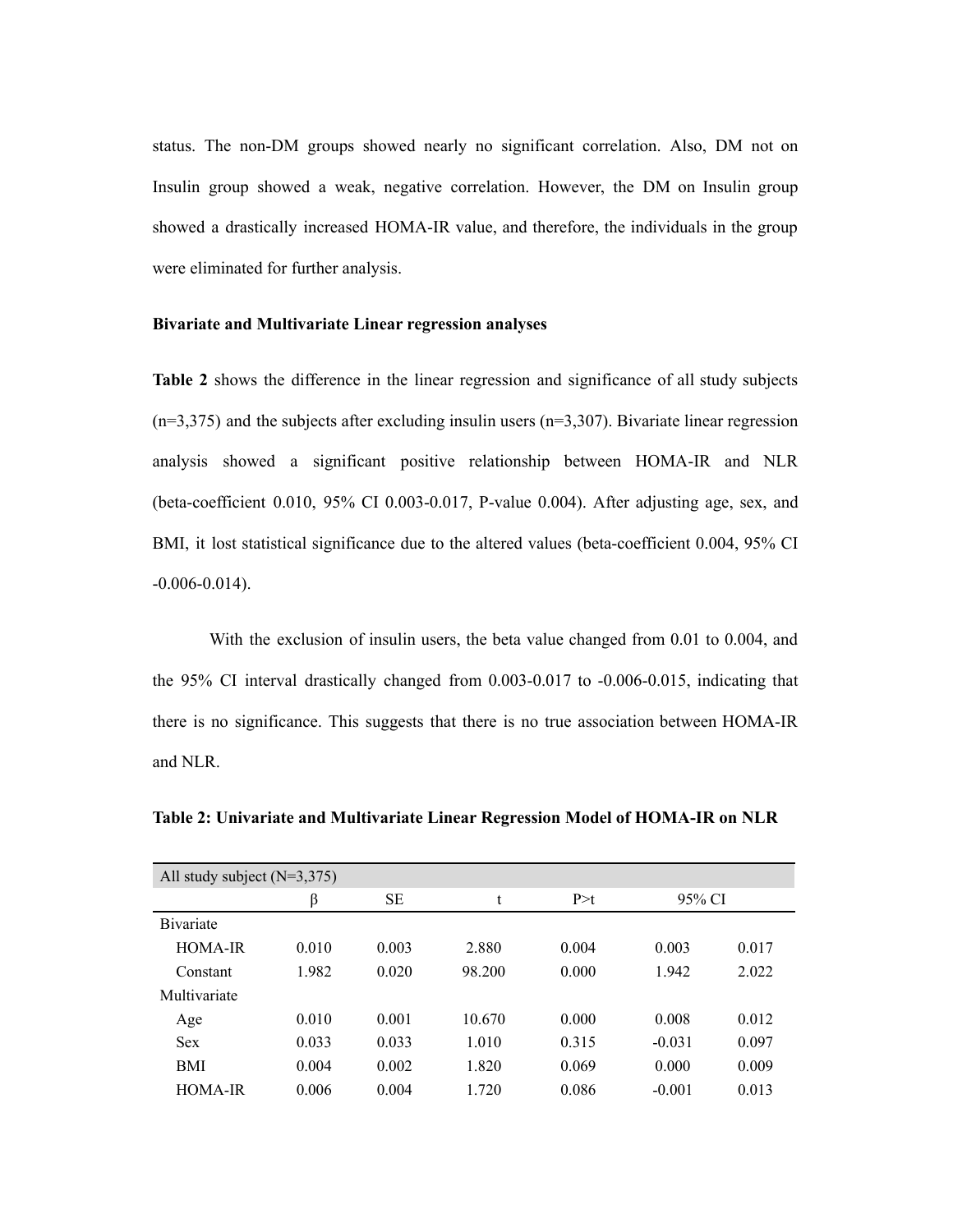status. The non-DM groups showed nearly no significant correlation. Also, DM not on Insulin group showed a weak, negative correlation. However, the DM on Insulin group showed a drastically increased HOMA-IR value, and therefore, the individuals in the group were eliminated for further analysis.

**Bivariate and Multivariate Linear regression analyses**

**Table 2** shows the difference in the linear regression and significance of all study subjects (n=3,375) and the subjects after excluding insulin users (n=3,307). Bivariate linear regression analysis showed a significant positive relationship between HOMA-IR and NLR (beta-coefficient 0.010, 95% CI 0.003-0.017, P-value 0.004). After adjusting age, sex, and BMI, it lost statistical significance due to the altered values (beta-coefficient 0.004, 95% CI -0.006-0.014).

With the exclusion of insulin users, the beta value changed from 0.01 to 0.004, and the 95% CI interval drastically changed from 0.003-0.017 to -0.006-0.015, indicating that there is no significance. This suggests that there is no true association between HOMA-IR and NLR.

**Table 2: Univariate and Multivariate Linear Regression Model of HOMA-IR on NLR**

| All study subject (N=3,375) | | | | | | |
|---|---|---|---|---|---|---|
| | β | SE | t | P>t | 95% CI | |
| Bivariate | | | | | | |
| HOMA-IR | 0.010 | 0.003 | 2.880 | 0.004 | 0.003 | 0.017 |
| Constant | 1.982 | 0.020 | 98.200 | 0.000 | 1.942 | 2.022 |
| Multivariate | | | | | | |
| Age | 0.010 | 0.001 | 10.670 | 0.000 | 0.008 | 0.012 |
| Sex | 0.033 | 0.033 | 1.010 | 0.315 | -0.031 | 0.097 |
| BMI | 0.004 | 0.002 | 1.820 | 0.069 | 0.000 | 0.009 |
| HOMA-IR | 0.006 | 0.004 | 1.720 | 0.086 | -0.001 | 0.013 |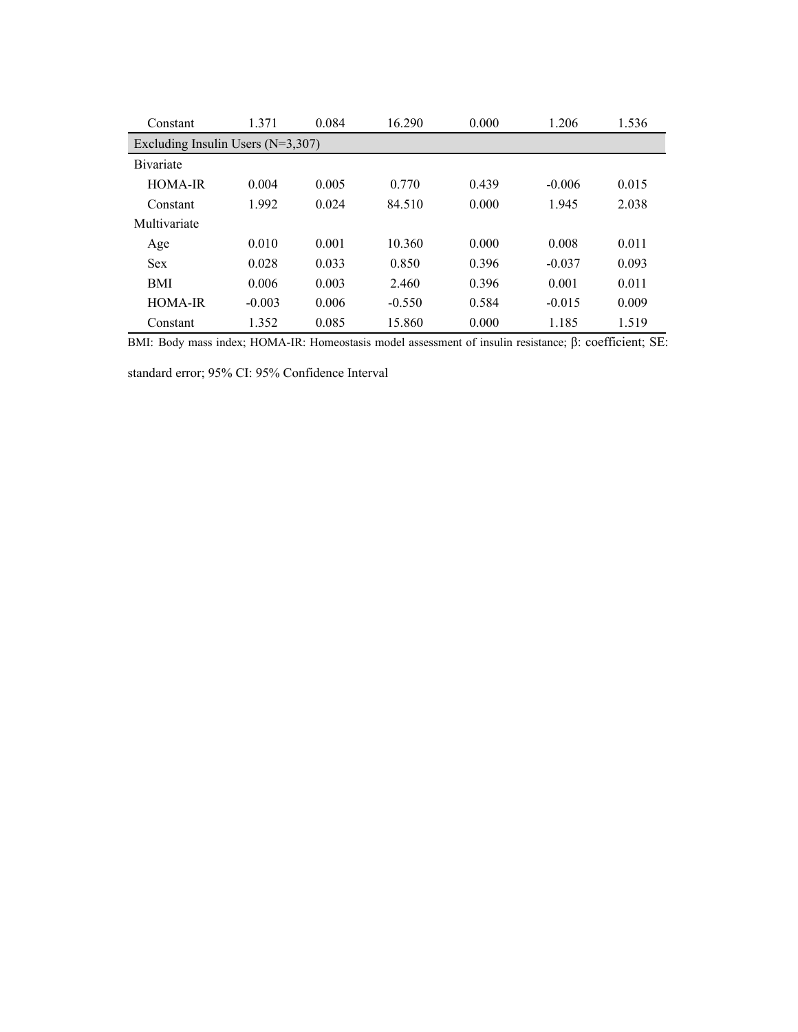| | | | | | | |
|---|---|---|---|---|---|---|
| Constant | 1.371 | 0.084 | 16.290 | 0.000 | 1.206 | 1.536 |
| **Excluding Insulin Users (N=3,307)** | | | | | | |
| Bivariate | | | | | | |
| HOMA-IR | 0.004 | 0.005 | 0.770 | 0.439 | -0.006 | 0.015 |
| Constant | 1.992 | 0.024 | 84.510 | 0.000 | 1.945 | 2.038 |
| Multivariate | | | | | | |
| Age | 0.010 | 0.001 | 10.360 | 0.000 | 0.008 | 0.011 |
| Sex | 0.028 | 0.033 | 0.850 | 0.396 | -0.037 | 0.093 |
| BMI | 0.006 | 0.003 | 2.460 | 0.396 | 0.001 | 0.011 |
| HOMA-IR | -0.003 | 0.006 | -0.550 | 0.584 | -0.015 | 0.009 |
| Constant | 1.352 | 0.085 | 15.860 | 0.000 | 1.185 | 1.519 |

BMI: Body mass index; HOMA-IR: Homeostasis model assessment of insulin resistance; β: coefficient; SE: standard error; 95% CI: 95% Confidence Interval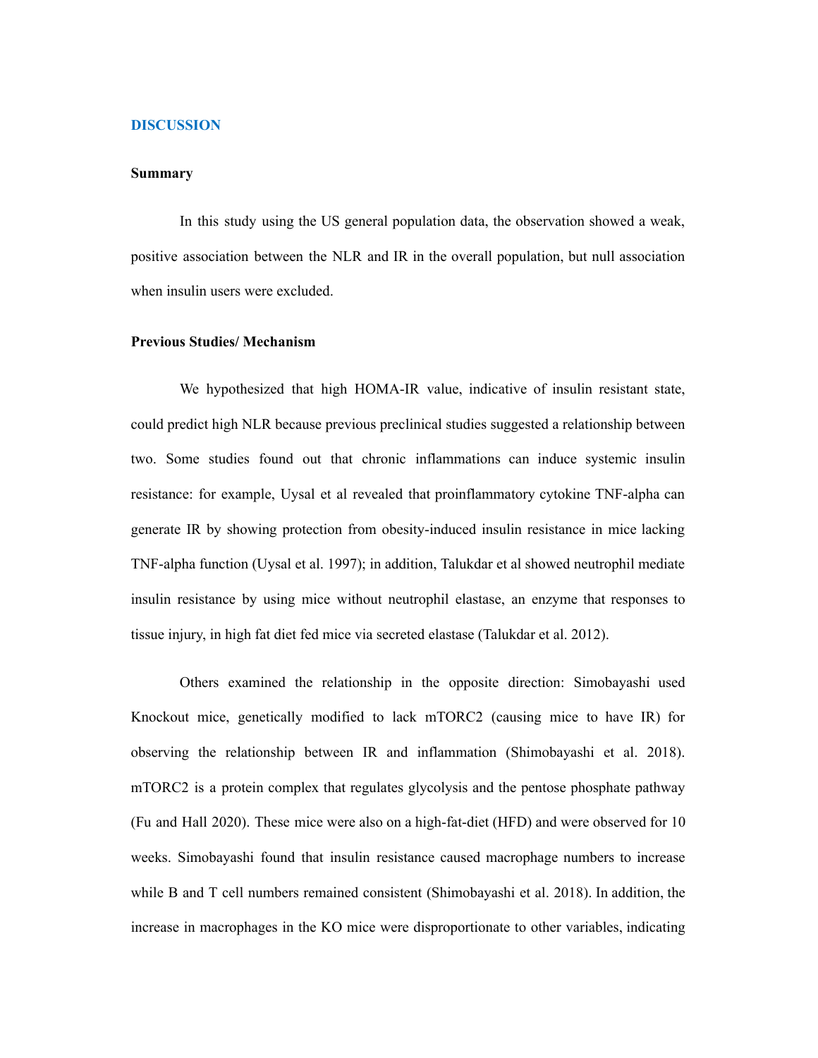## DISCUSSION

### Summary

In this study using the US general population data, the observation showed a weak, positive association between the NLR and IR in the overall population, but null association when insulin users were excluded.

### Previous Studies/ Mechanism

We hypothesized that high HOMA-IR value, indicative of insulin resistant state, could predict high NLR because previous preclinical studies suggested a relationship between two. Some studies found out that chronic inflammations can induce systemic insulin resistance: for example, Uysal et al revealed that proinflammatory cytokine TNF-alpha can generate IR by showing protection from obesity-induced insulin resistance in mice lacking TNF-alpha function (Uysal et al. 1997); in addition, Talukdar et al showed neutrophil mediate insulin resistance by using mice without neutrophil elastase, an enzyme that responses to tissue injury, in high fat diet fed mice via secreted elastase (Talukdar et al. 2012).

Others examined the relationship in the opposite direction: Simobayashi used Knockout mice, genetically modified to lack mTORC2 (causing mice to have IR) for observing the relationship between IR and inflammation (Shimobayashi et al. 2018). mTORC2 is a protein complex that regulates glycolysis and the pentose phosphate pathway (Fu and Hall 2020). These mice were also on a high-fat-diet (HFD) and were observed for 10 weeks. Simobayashi found that insulin resistance caused macrophage numbers to increase while B and T cell numbers remained consistent (Shimobayashi et al. 2018). In addition, the increase in macrophages in the KO mice were disproportionate to other variables, indicating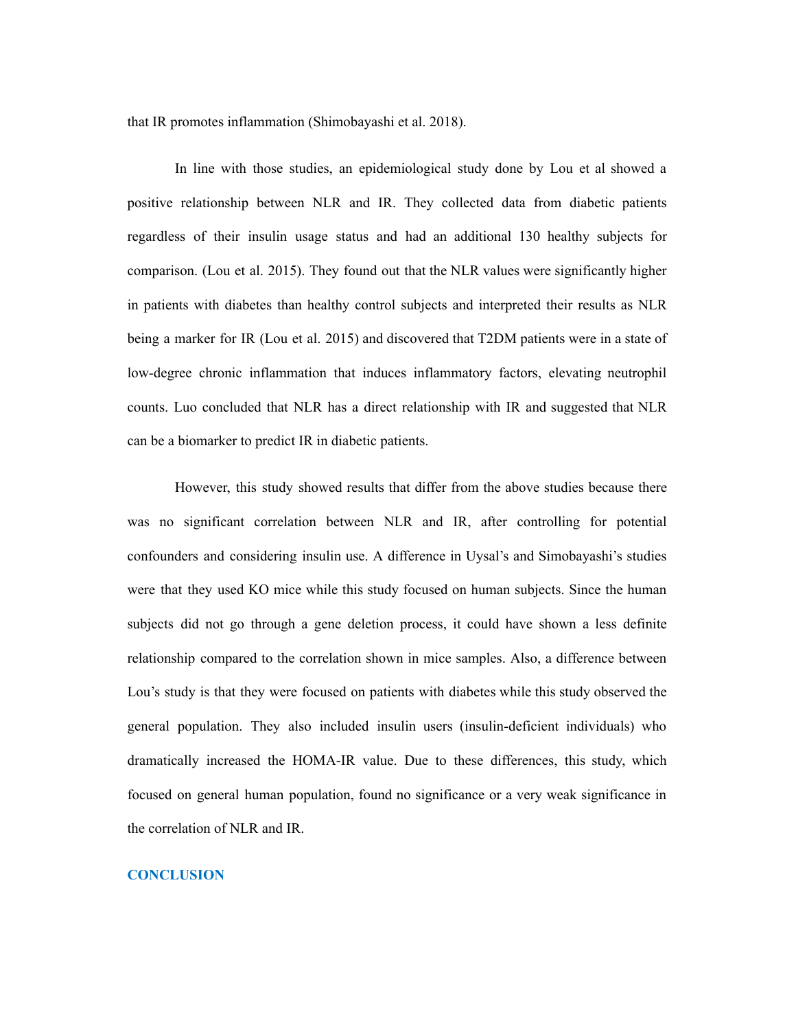that IR promotes inflammation (Shimobayashi et al. 2018).

In line with those studies, an epidemiological study done by Lou et al showed a positive relationship between NLR and IR. They collected data from diabetic patients regardless of their insulin usage status and had an additional 130 healthy subjects for comparison. (Lou et al. 2015). They found out that the NLR values were significantly higher in patients with diabetes than healthy control subjects and interpreted their results as NLR being a marker for IR (Lou et al. 2015) and discovered that T2DM patients were in a state of low-degree chronic inflammation that induces inflammatory factors, elevating neutrophil counts. Luo concluded that NLR has a direct relationship with IR and suggested that NLR can be a biomarker to predict IR in diabetic patients.

However, this study showed results that differ from the above studies because there was no significant correlation between NLR and IR, after controlling for potential confounders and considering insulin use. A difference in Uysal's and Simobayashi's studies were that they used KO mice while this study focused on human subjects. Since the human subjects did not go through a gene deletion process, it could have shown a less definite relationship compared to the correlation shown in mice samples. Also, a difference between Lou's study is that they were focused on patients with diabetes while this study observed the general population. They also included insulin users (insulin-deficient individuals) who dramatically increased the HOMA-IR value. Due to these differences, this study, which focused on general human population, found no significance or a very weak significance in the correlation of NLR and IR.

## CONCLUSION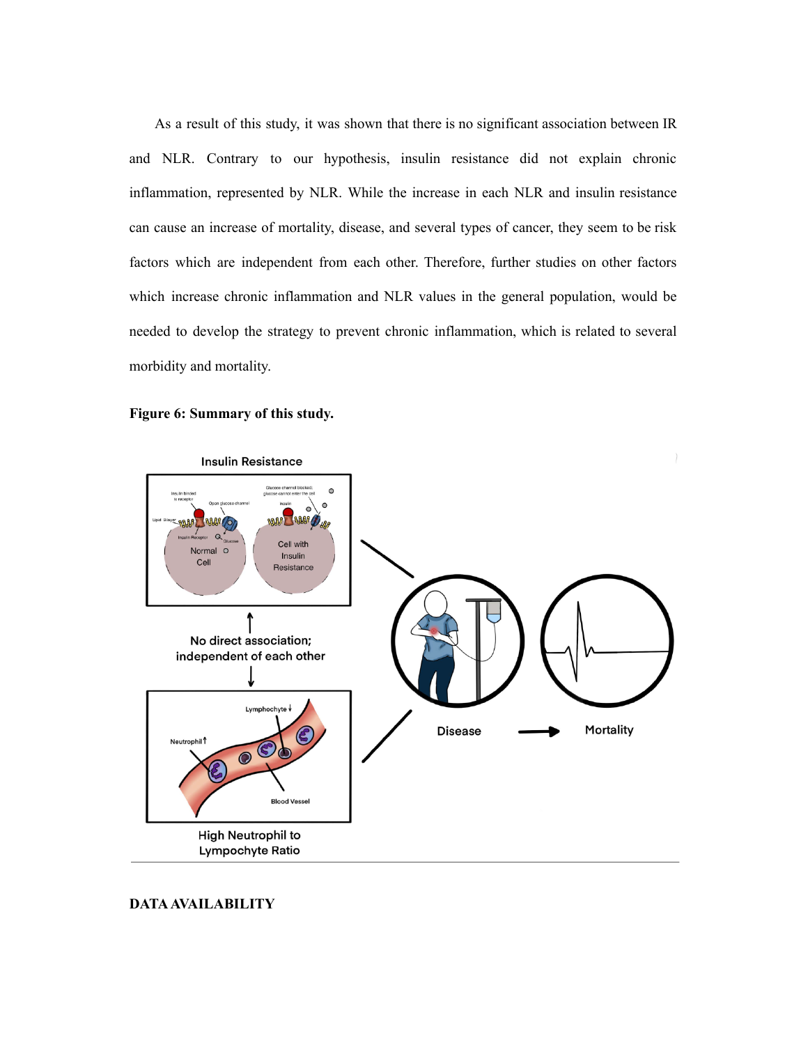As a result of this study, it was shown that there is no significant association between IR and NLR. Contrary to our hypothesis, insulin resistance did not explain chronic inflammation, represented by NLR. While the increase in each NLR and insulin resistance can cause an increase of mortality, disease, and several types of cancer, they seem to be risk factors which are independent from each other. Therefore, further studies on other factors which increase chronic inflammation and NLR values in the general population, would be needed to develop the strategy to prevent chronic inflammation, which is related to several morbidity and mortality.

**Figure 6: Summary of this study.**

## DATA AVAILABILITY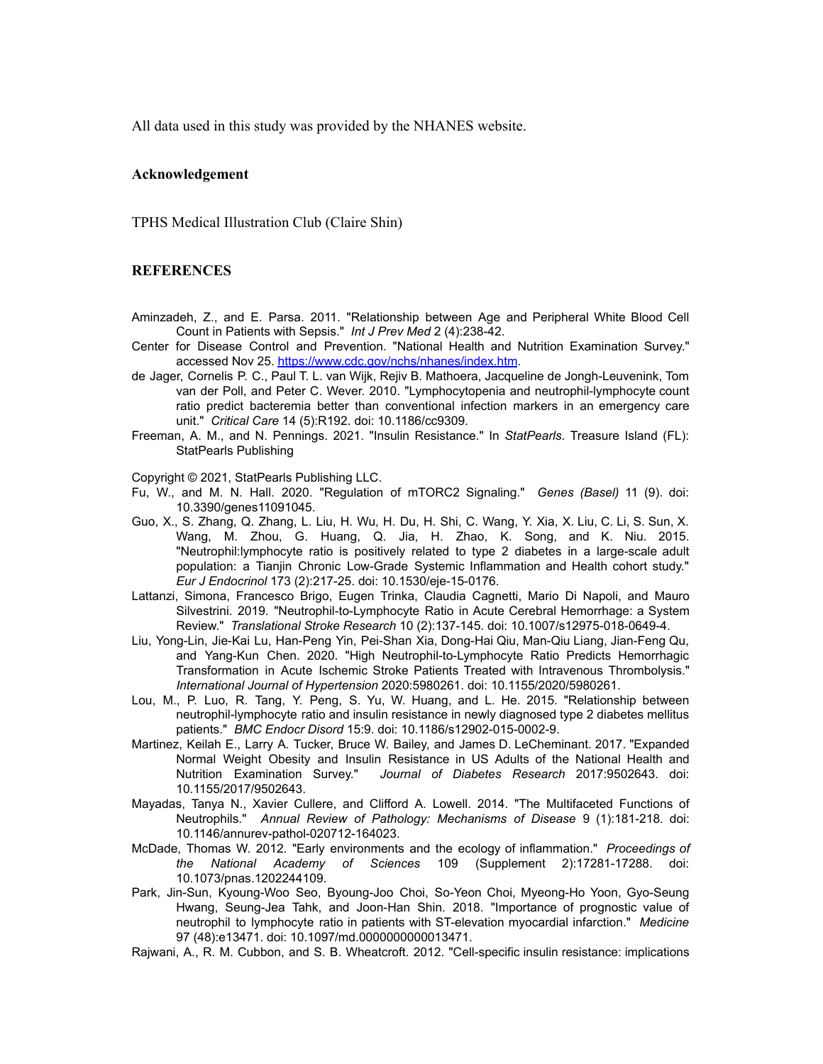All data used in this study was provided by the NHANES website.

**Acknowledgement**

TPHS Medical Illustration Club (Claire Shin)

## REFERENCES

Aminzadeh, Z., and E. Parsa. 2011. "Relationship between Age and Peripheral White Blood Cell Count in Patients with Sepsis." *Int J Prev Med* 2 (4):238-42.

Center for Disease Control and Prevention. "National Health and Nutrition Examination Survey." accessed Nov 25. https://www.cdc.gov/nchs/nhanes/index.htm.

de Jager, Cornelis P. C., Paul T. L. van Wijk, Rejiv B. Mathoera, Jacqueline de Jongh-Leuvenink, Tom van der Poll, and Peter C. Wever. 2010. "Lymphocytopenia and neutrophil-lymphocyte count ratio predict bacteremia better than conventional infection markers in an emergency care unit." *Critical Care* 14 (5):R192. doi: 10.1186/cc9309.

Freeman, A. M., and N. Pennings. 2021. "Insulin Resistance." In *StatPearls*. Treasure Island (FL): StatPearls Publishing

Copyright © 2021, StatPearls Publishing LLC.

Fu, W., and M. N. Hall. 2020. "Regulation of mTORC2 Signaling." *Genes (Basel)* 11 (9). doi: 10.3390/genes11091045.

Guo, X., S. Zhang, Q. Zhang, L. Liu, H. Wu, H. Du, H. Shi, C. Wang, Y. Xia, X. Liu, C. Li, S. Sun, X. Wang, M. Zhou, G. Huang, Q. Jia, H. Zhao, K. Song, and K. Niu. 2015. "Neutrophil:lymphocyte ratio is positively related to type 2 diabetes in a large-scale adult population: a Tianjin Chronic Low-Grade Systemic Inflammation and Health cohort study." *Eur J Endocrinol* 173 (2):217-25. doi: 10.1530/eje-15-0176.

Lattanzi, Simona, Francesco Brigo, Eugen Trinka, Claudia Cagnetti, Mario Di Napoli, and Mauro Silvestrini. 2019. "Neutrophil-to-Lymphocyte Ratio in Acute Cerebral Hemorrhage: a System Review." *Translational Stroke Research* 10 (2):137-145. doi: 10.1007/s12975-018-0649-4.

Liu, Yong-Lin, Jie-Kai Lu, Han-Peng Yin, Pei-Shan Xia, Dong-Hai Qiu, Man-Qiu Liang, Jian-Feng Qu, and Yang-Kun Chen. 2020. "High Neutrophil-to-Lymphocyte Ratio Predicts Hemorrhagic Transformation in Acute Ischemic Stroke Patients Treated with Intravenous Thrombolysis." *International Journal of Hypertension* 2020:5980261. doi: 10.1155/2020/5980261.

Lou, M., P. Luo, R. Tang, Y. Peng, S. Yu, W. Huang, and L. He. 2015. "Relationship between neutrophil-lymphocyte ratio and insulin resistance in newly diagnosed type 2 diabetes mellitus patients." *BMC Endocr Disord* 15:9. doi: 10.1186/s12902-015-0002-9.

Martinez, Keilah E., Larry A. Tucker, Bruce W. Bailey, and James D. LeCheminant. 2017. "Expanded Normal Weight Obesity and Insulin Resistance in US Adults of the National Health and Nutrition Examination Survey." *Journal of Diabetes Research* 2017:9502643. doi: 10.1155/2017/9502643.

Mayadas, Tanya N., Xavier Cullere, and Clifford A. Lowell. 2014. "The Multifaceted Functions of Neutrophils." *Annual Review of Pathology: Mechanisms of Disease* 9 (1):181-218. doi: 10.1146/annurev-pathol-020712-164023.

McDade, Thomas W. 2012. "Early environments and the ecology of inflammation." *Proceedings of the National Academy of Sciences* 109 (Supplement 2):17281-17288. doi: 10.1073/pnas.1202244109.

Park, Jin-Sun, Kyoung-Woo Seo, Byoung-Joo Choi, So-Yeon Choi, Myeong-Ho Yoon, Gyo-Seung Hwang, Seung-Jea Tahk, and Joon-Han Shin. 2018. "Importance of prognostic value of neutrophil to lymphocyte ratio in patients with ST-elevation myocardial infarction." *Medicine* 97 (48):e13471. doi: 10.1097/md.0000000000013471.

Rajwani, A., R. M. Cubbon, and S. B. Wheatcroft. 2012. "Cell-specific insulin resistance: implications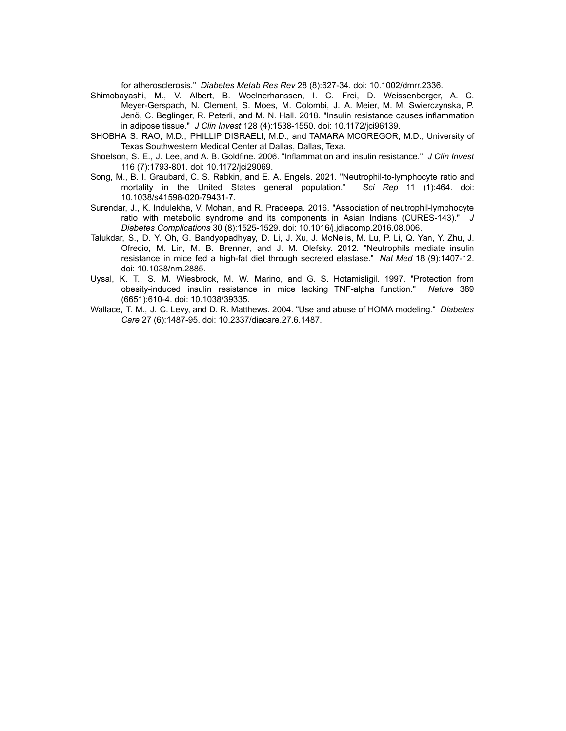for atherosclerosis." *Diabetes Metab Res Rev* 28 (8):627-34. doi: 10.1002/dmrr.2336.

Shimobayashi, M., V. Albert, B. Woelnerhanssen, I. C. Frei, D. Weissenberger, A. C. Meyer-Gerspach, N. Clement, S. Moes, M. Colombi, J. A. Meier, M. M. Swierczynska, P. Jenö, C. Beglinger, R. Peterli, and M. N. Hall. 2018. "Insulin resistance causes inflammation in adipose tissue." *J Clin Invest* 128 (4):1538-1550. doi: 10.1172/jci96139.

SHOBHA S. RAO, M.D., PHILLIP DISRAELI, M.D., and TAMARA MCGREGOR, M.D., University of Texas Southwestern Medical Center at Dallas, Dallas, Texa.

Shoelson, S. E., J. Lee, and A. B. Goldfine. 2006. "Inflammation and insulin resistance." *J Clin Invest* 116 (7):1793-801. doi: 10.1172/jci29069.

Song, M., B. I. Graubard, C. S. Rabkin, and E. A. Engels. 2021. "Neutrophil-to-lymphocyte ratio and mortality in the United States general population." *Sci Rep* 11 (1):464. doi: 10.1038/s41598-020-79431-7.

Surendar, J., K. Indulekha, V. Mohan, and R. Pradeepa. 2016. "Association of neutrophil-lymphocyte ratio with metabolic syndrome and its components in Asian Indians (CURES-143)." *J Diabetes Complications* 30 (8):1525-1529. doi: 10.1016/j.jdiacomp.2016.08.006.

Talukdar, S., D. Y. Oh, G. Bandyopadhyay, D. Li, J. Xu, J. McNelis, M. Lu, P. Li, Q. Yan, Y. Zhu, J. Ofrecio, M. Lin, M. B. Brenner, and J. M. Olefsky. 2012. "Neutrophils mediate insulin resistance in mice fed a high-fat diet through secreted elastase." *Nat Med* 18 (9):1407-12. doi: 10.1038/nm.2885.

Uysal, K. T., S. M. Wiesbrock, M. W. Marino, and G. S. Hotamisligil. 1997. "Protection from obesity-induced insulin resistance in mice lacking TNF-alpha function." *Nature* 389 (6651):610-4. doi: 10.1038/39335.

Wallace, T. M., J. C. Levy, and D. R. Matthews. 2004. "Use and abuse of HOMA modeling." *Diabetes Care* 27 (6):1487-95. doi: 10.2337/diacare.27.6.1487.